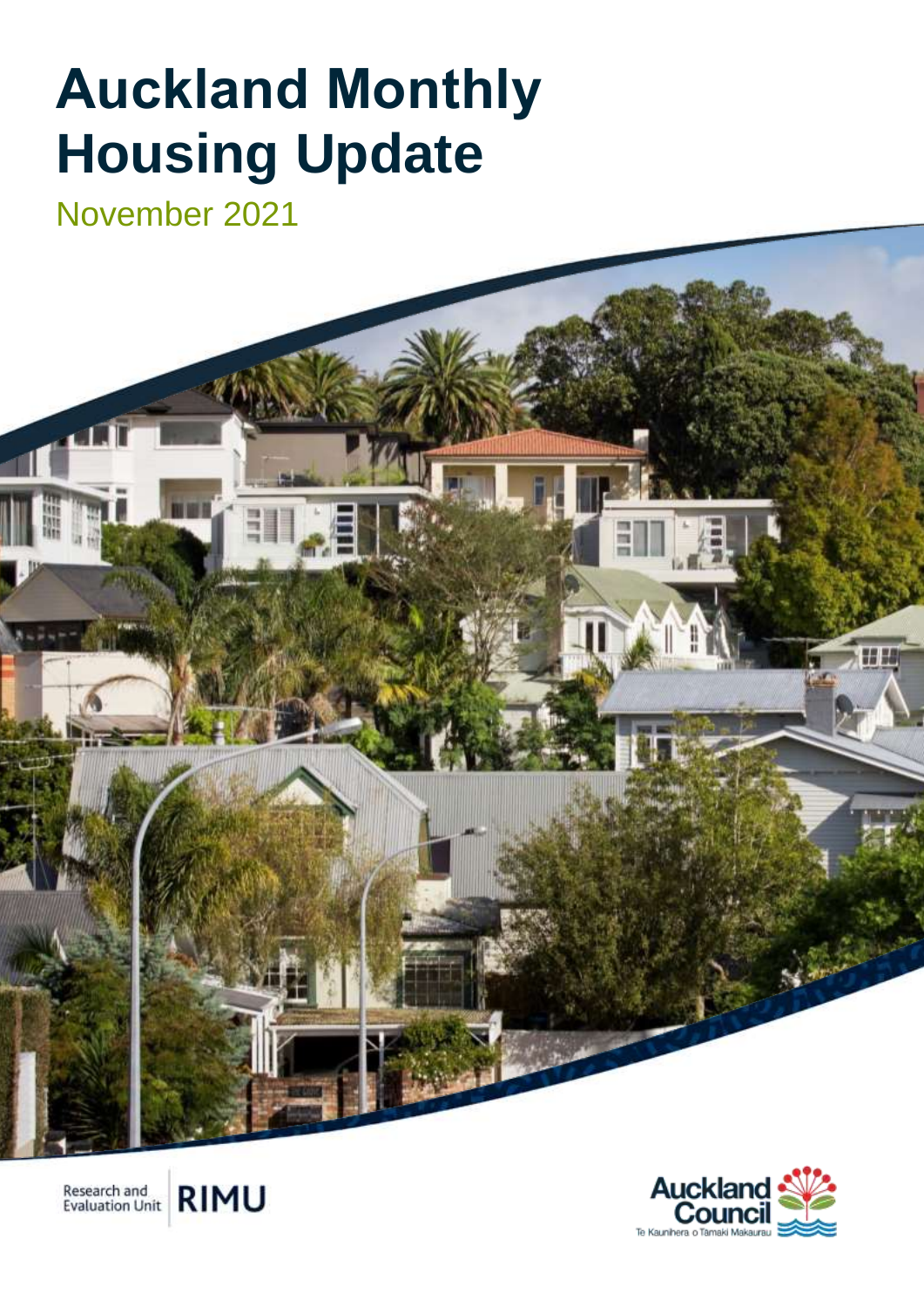# Auckland Monthly Housing Update

November 2021

Research and Evaluation Unit RIMU

Auckland Council
Te Kaunihera o Tamaki Makaurau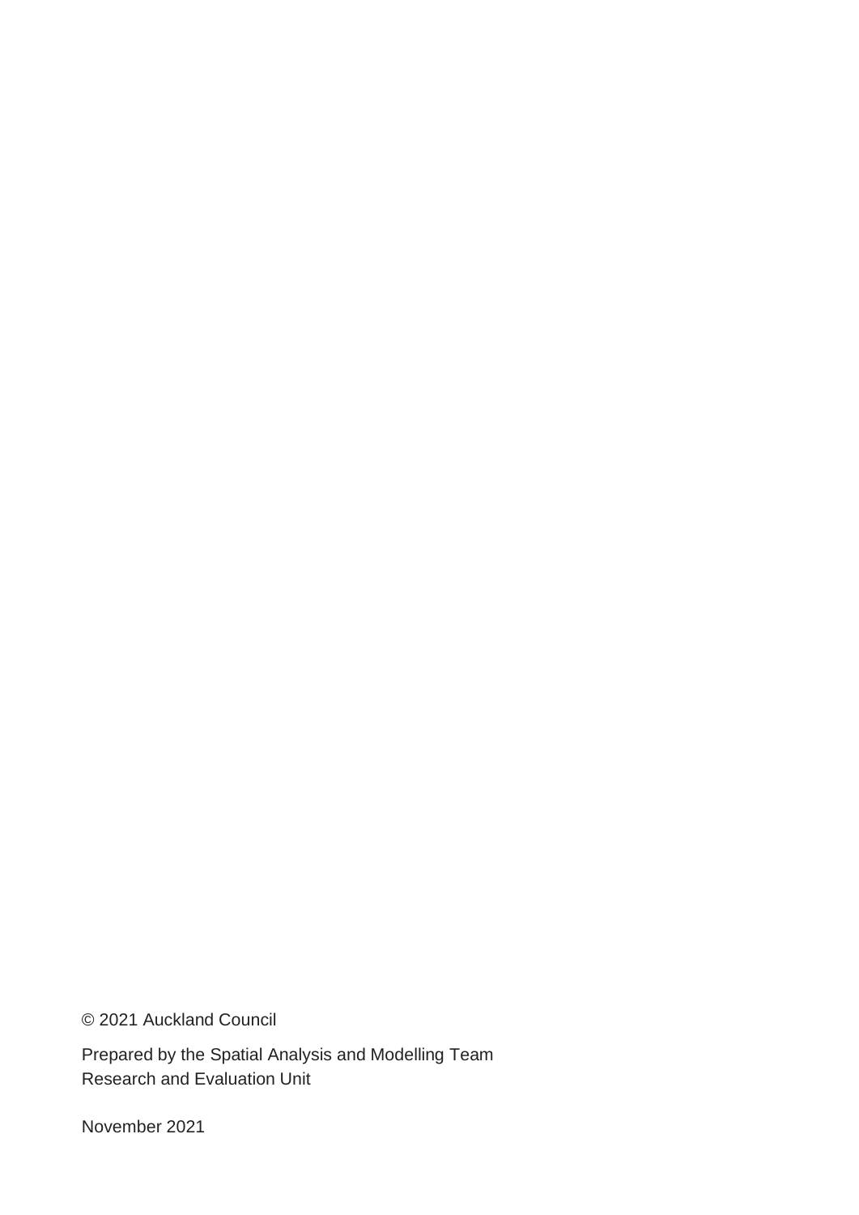© 2021 Auckland Council

Prepared by the Spatial Analysis and Modelling Team
Research and Evaluation Unit

November 2021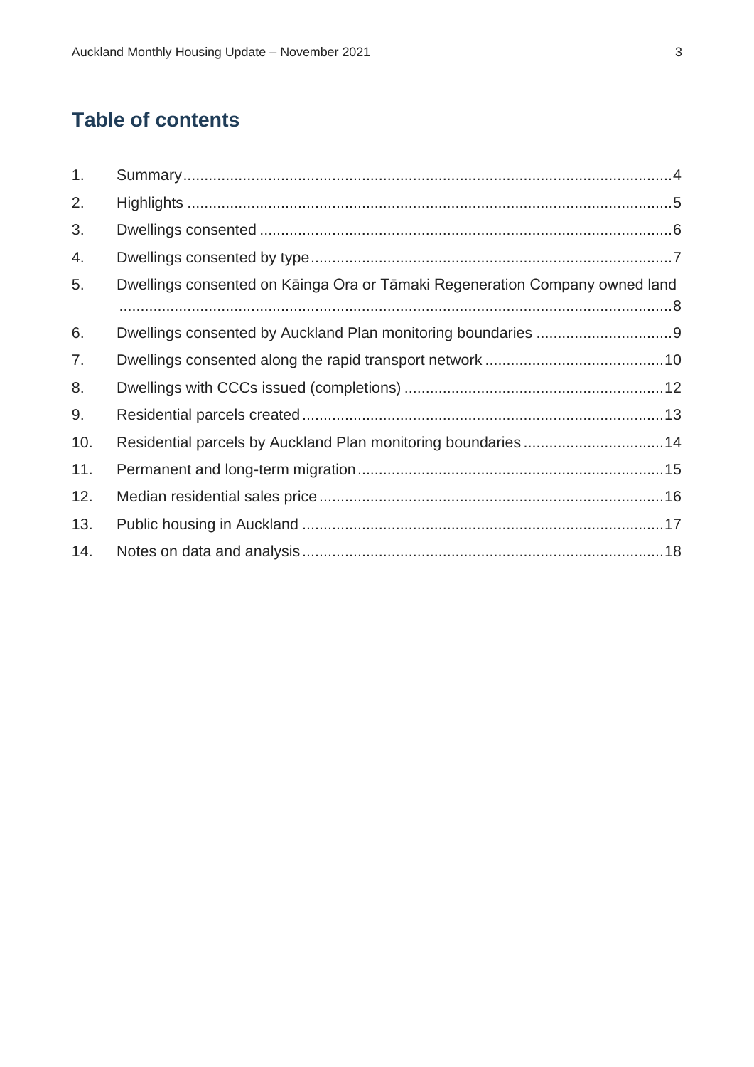# Table of contents

1. Summary ..... 4
2. Highlights ..... 5
3. Dwellings consented ..... 6
4. Dwellings consented by type ..... 7
5. Dwellings consented on Kāinga Ora or Tāmaki Regeneration Company owned land ..... 8
6. Dwellings consented by Auckland Plan monitoring boundaries ..... 9
7. Dwellings consented along the rapid transport network ..... 10
8. Dwellings with CCCs issued (completions) ..... 12
9. Residential parcels created ..... 13
10. Residential parcels by Auckland Plan monitoring boundaries ..... 14
11. Permanent and long-term migration ..... 15
12. Median residential sales price ..... 16
13. Public housing in Auckland ..... 17
14. Notes on data and analysis ..... 18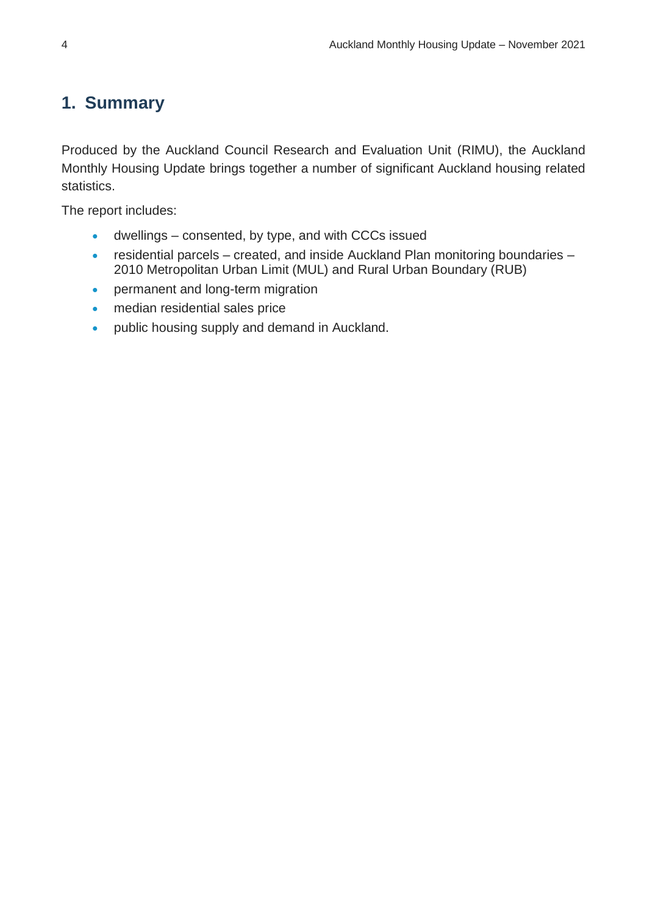## 1. Summary

Produced by the Auckland Council Research and Evaluation Unit (RIMU), the Auckland Monthly Housing Update brings together a number of significant Auckland housing related statistics.

The report includes:

- dwellings – consented, by type, and with CCCs issued
- residential parcels – created, and inside Auckland Plan monitoring boundaries – 2010 Metropolitan Urban Limit (MUL) and Rural Urban Boundary (RUB)
- permanent and long-term migration
- median residential sales price
- public housing supply and demand in Auckland.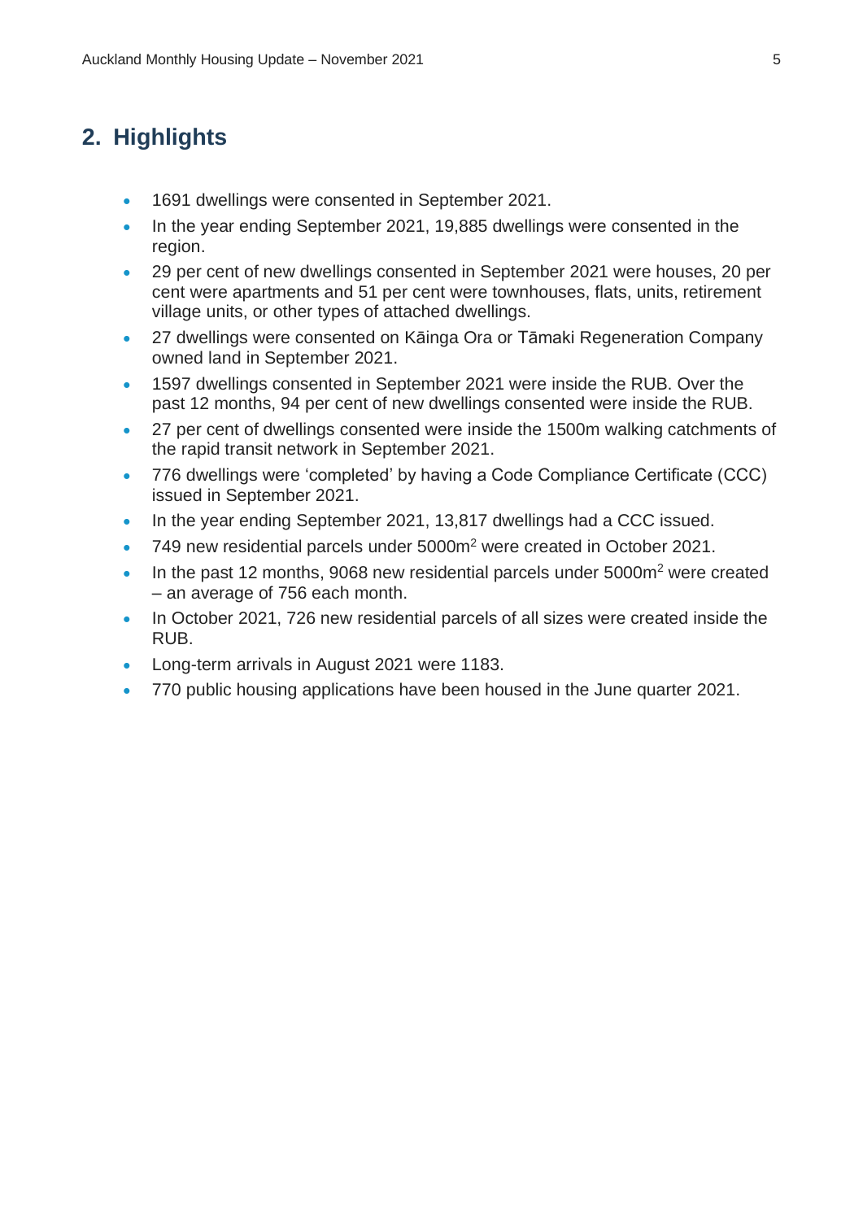## 2. Highlights

- 1691 dwellings were consented in September 2021.
- In the year ending September 2021, 19,885 dwellings were consented in the region.
- 29 per cent of new dwellings consented in September 2021 were houses, 20 per cent were apartments and 51 per cent were townhouses, flats, units, retirement village units, or other types of attached dwellings.
- 27 dwellings were consented on Kāinga Ora or Tāmaki Regeneration Company owned land in September 2021.
- 1597 dwellings consented in September 2021 were inside the RUB. Over the past 12 months, 94 per cent of new dwellings consented were inside the RUB.
- 27 per cent of dwellings consented were inside the 1500m walking catchments of the rapid transit network in September 2021.
- 776 dwellings were 'completed' by having a Code Compliance Certificate (CCC) issued in September 2021.
- In the year ending September 2021, 13,817 dwellings had a CCC issued.
- 749 new residential parcels under 5000m$^2$ were created in October 2021.
- In the past 12 months, 9068 new residential parcels under 5000m$^2$ were created – an average of 756 each month.
- In October 2021, 726 new residential parcels of all sizes were created inside the RUB.
- Long-term arrivals in August 2021 were 1183.
- 770 public housing applications have been housed in the June quarter 2021.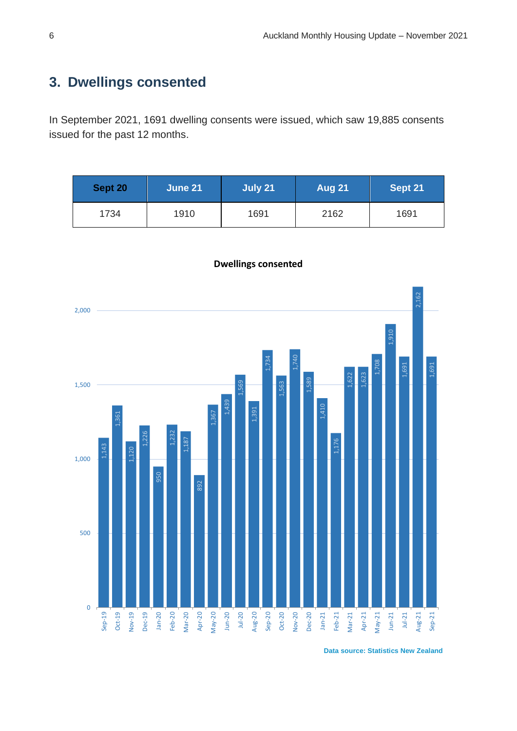## 3. Dwellings consented

In September 2021, 1691 dwelling consents were issued, which saw 19,885 consents issued for the past 12 months.

| Sept 20 | June 21 | July 21 | Aug 21 | Sept 21 |
|---|---|---|---|---|
| 1734 | 1910 | 1691 | 2162 | 1691 |

**Dwellings consented**

| Month | Dwellings consented |
|---|---|
| Sep-19 | 1,143 |
| Oct-19 | 1,361 |
| Nov-19 | 1,120 |
| Dec-19 | 1,226 |
| Jan-20 | 950 |
| Feb-20 | 1,232 |
| Mar-20 | 1,187 |
| Apr-20 | 892 |
| May-20 | 1,367 |
| Jun-20 | 1,439 |
| Jul-20 | 1,569 |
| Aug-20 | 1,391 |
| Sep-20 | 1,734 |
| Oct-20 | 1,563 |
| Nov-20 | 1,740 |
| Dec-20 | 1,589 |
| Jan-21 | 1,410 |
| Feb-21 | 1,176 |
| Mar-21 | 1,622 |
| Apr-21 | 1,623 |
| May-21 | 1,708 |
| Jun-21 | 1,910 |
| Jul-21 | 1,691 |
| Aug-21 | 2,162 |
| Sep-21 | 1,691 |

Data source: Statistics New Zealand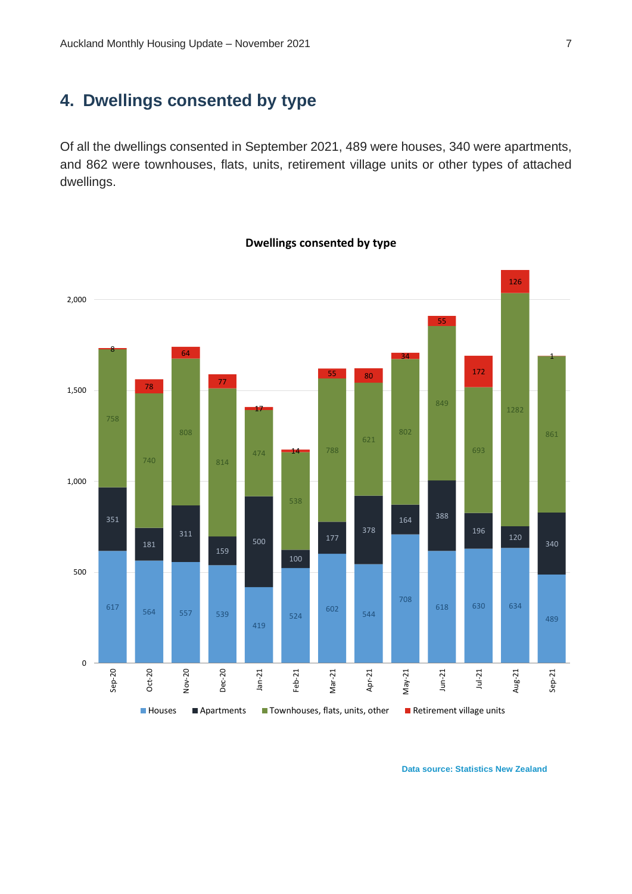## 4. Dwellings consented by type

Of all the dwellings consented in September 2021, 489 were houses, 340 were apartments, and 862 were townhouses, flats, units, retirement village units or other types of attached dwellings.

**Dwellings consented by type**

| Month | Houses | Apartments | Townhouses, flats, units, other | Retirement village units |
|---|---|---|---|---|
| Sep-20 | 617 | 351 | 758 | 8 |
| Oct-20 | 564 | 181 | 740 | 78 |
| Nov-20 | 557 | 311 | 808 | 64 |
| Dec-20 | 539 | 159 | 814 | 77 |
| Jan-21 | 419 | 500 | 474 | 17 |
| Feb-21 | 524 | 100 | 538 | 14 |
| Mar-21 | 602 | 177 | 788 | 55 |
| Apr-21 | 544 | 378 | 621 | 80 |
| May-21 | 708 | 164 | 802 | 34 |
| Jun-21 | 618 | 388 | 849 | 55 |
| Jul-21 | 630 | 196 | 693 | 172 |
| Aug-21 | 634 | 120 | 1282 | 126 |
| Sep-21 | 489 | 340 | 861 | 1 |

Data source: Statistics New Zealand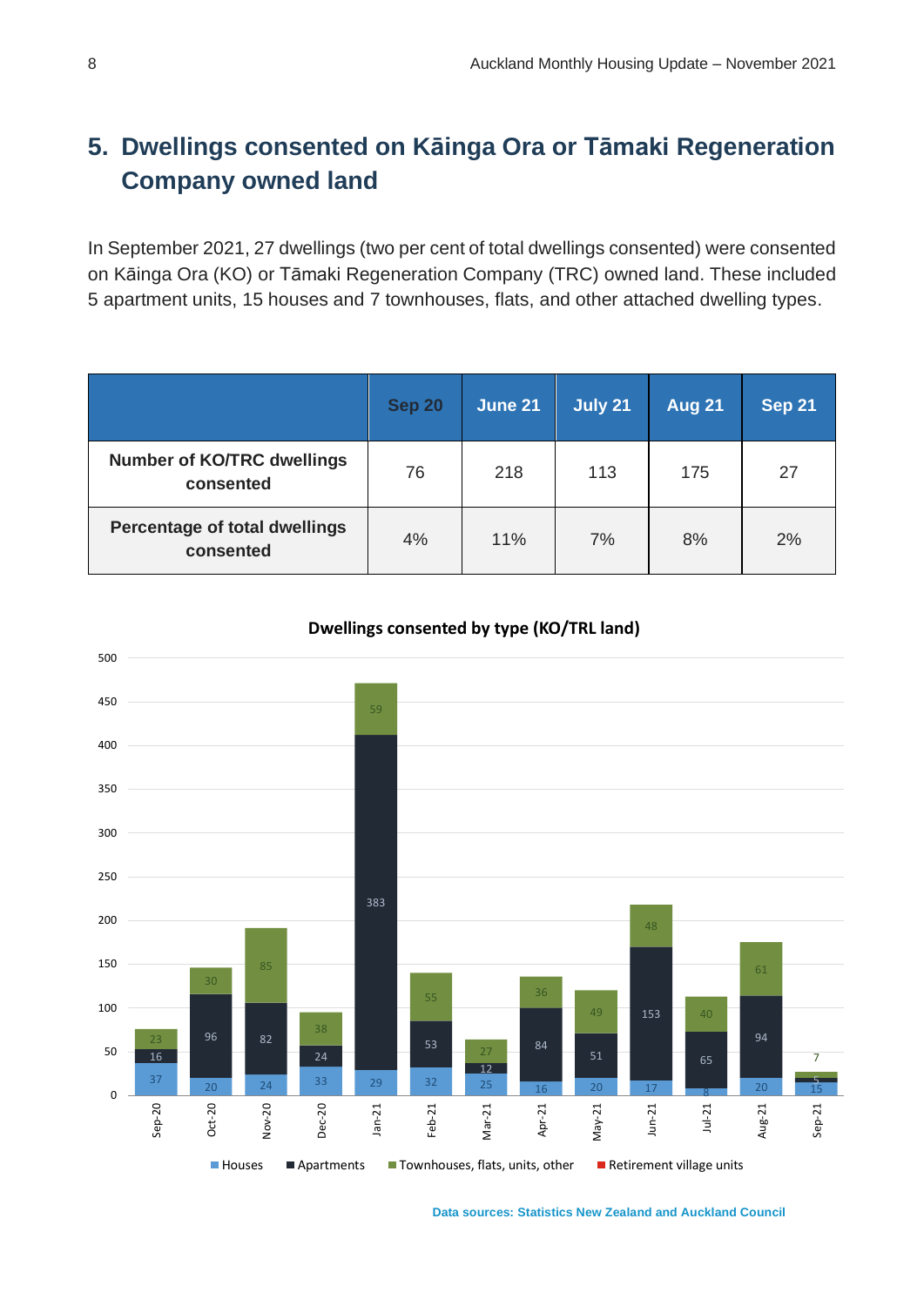## 5. Dwellings consented on Kāinga Ora or Tāmaki Regeneration Company owned land

In September 2021, 27 dwellings (two per cent of total dwellings consented) were consented on Kāinga Ora (KO) or Tāmaki Regeneration Company (TRC) owned land. These included 5 apartment units, 15 houses and 7 townhouses, flats, and other attached dwelling types.

| | Sep 20 | June 21 | July 21 | Aug 21 | Sep 21 |
|---|---|---|---|---|---|
| **Number of KO/TRC dwellings consented** | 76 | 218 | 113 | 175 | 27 |
| **Percentage of total dwellings consented** | 4% | 11% | 7% | 8% | 2% |

**Dwellings consented by type (KO/TRL land)**

| | Sep-20 | Oct-20 | Nov-20 | Dec-20 | Jan-21 | Feb-21 | Mar-21 | Apr-21 | May-21 | Jun-21 | Jul-21 | Aug-21 | Sep-21 |
|---|---|---|---|---|---|---|---|---|---|---|---|---|---|
| Houses | 37 | 20 | 24 | 33 | 29 | 32 | 25 | 16 | 20 | 17 | 8 | 20 | 15 |
| Apartments | 16 | 96 | 82 | 24 | 383 | 53 | 12 | 84 | 51 | 153 | 65 | 94 | 5 |
| Townhouses, flats, units, other | 23 | 30 | 85 | 38 | 59 | 55 | 27 | 36 | 49 | 48 | 40 | 61 | 7 |
| Retirement village units | | | | | | | | | | | | | |

Data sources: Statistics New Zealand and Auckland Council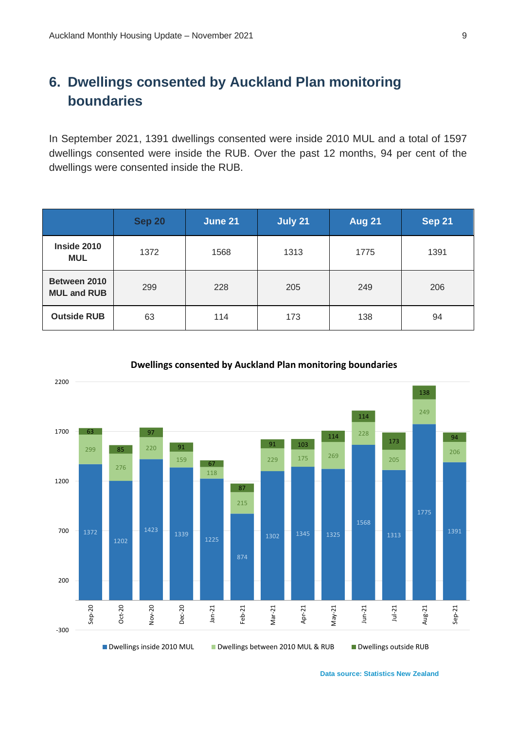## 6. Dwellings consented by Auckland Plan monitoring boundaries

In September 2021, 1391 dwellings consented were inside 2010 MUL and a total of 1597 dwellings consented were inside the RUB. Over the past 12 months, 94 per cent of the dwellings were consented inside the RUB.

| | Sep 20 | June 21 | July 21 | Aug 21 | Sep 21 |
|---|---|---|---|---|---|
| **Inside 2010 MUL** | 1372 | 1568 | 1313 | 1775 | 1391 |
| **Between 2010 MUL and RUB** | 299 | 228 | 205 | 249 | 206 |
| **Outside RUB** | 63 | 114 | 173 | 138 | 94 |

**Dwellings consented by Auckland Plan monitoring boundaries**

| | Sep-20 | Oct-20 | Nov-20 | Dec-20 | Jan-21 | Feb-21 | Mar-21 | Apr-21 | May-21 | Jun-21 | Jul-21 | Aug-21 | Sep-21 |
|---|---|---|---|---|---|---|---|---|---|---|---|---|---|
| Dwellings inside 2010 MUL | 1372 | 1202 | 1423 | 1339 | 1225 | 874 | 1302 | 1345 | 1325 | 1568 | 1313 | 1775 | 1391 |
| Dwellings between 2010 MUL & RUB | 299 | 276 | 220 | 159 | 118 | 215 | 229 | 175 | 269 | 228 | 205 | 249 | 206 |
| Dwellings outside RUB | 63 | 85 | 97 | 91 | 67 | 87 | 91 | 103 | 114 | 114 | 173 | 138 | 94 |

Data source: Statistics New Zealand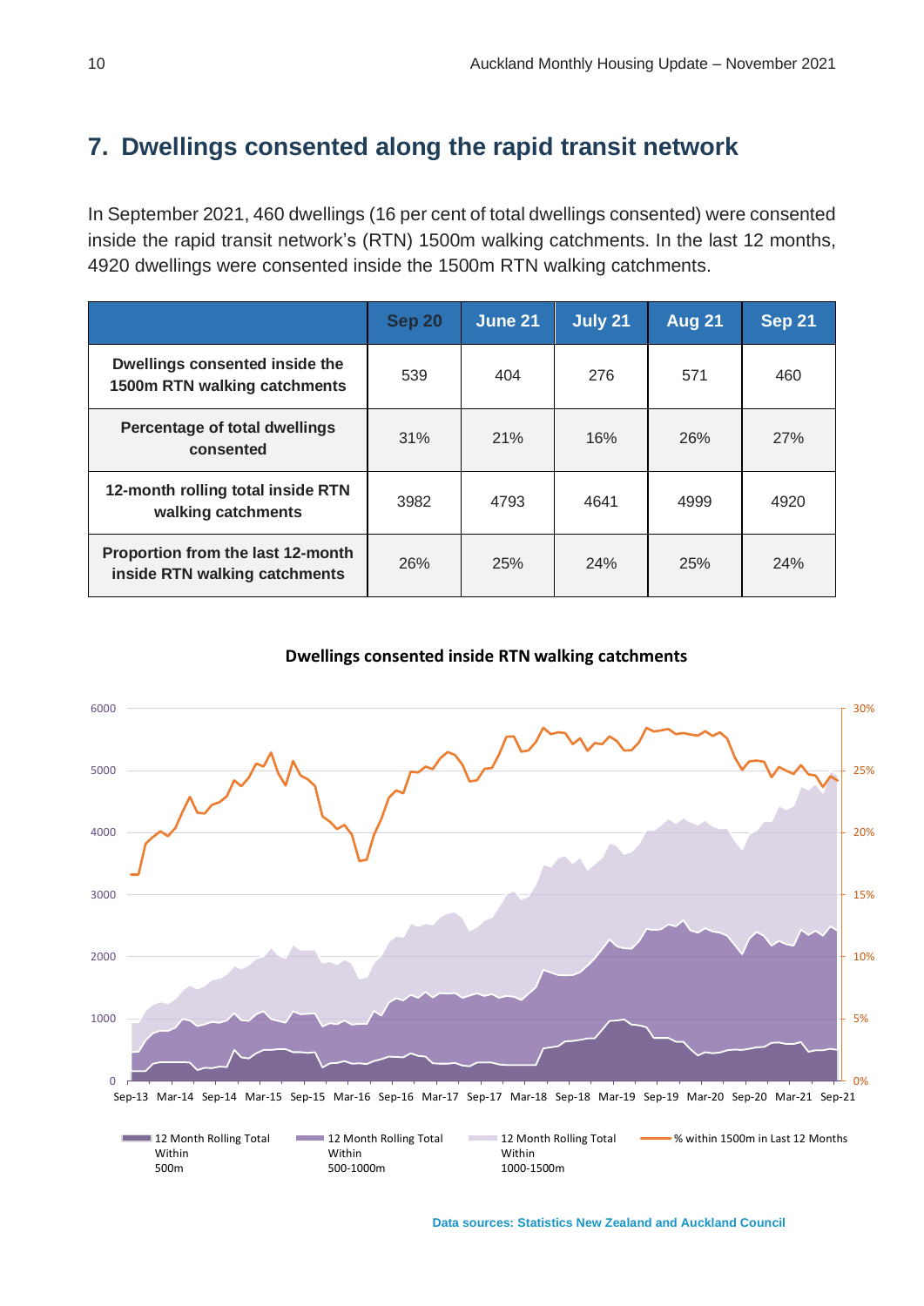## 7. Dwellings consented along the rapid transit network

In September 2021, 460 dwellings (16 per cent of total dwellings consented) were consented inside the rapid transit network's (RTN) 1500m walking catchments. In the last 12 months, 4920 dwellings were consented inside the 1500m RTN walking catchments.

| | Sep 20 | June 21 | July 21 | Aug 21 | Sep 21 |
|---|---|---|---|---|---|
| **Dwellings consented inside the 1500m RTN walking catchments** | 539 | 404 | 276 | 571 | 460 |
| **Percentage of total dwellings consented** | 31% | 21% | 16% | 26% | 27% |
| **12-month rolling total inside RTN walking catchments** | 3982 | 4793 | 4641 | 4999 | 4920 |
| **Proportion from the last 12-month inside RTN walking catchments** | 26% | 25% | 24% | 25% | 24% |

**Dwellings consented inside RTN walking catchments**

Legend: 12 Month Rolling Total Within 500m; 12 Month Rolling Total Within 500-1000m; 12 Month Rolling Total Within 1000-1500m; % within 1500m in Last 12 Months

Data sources: Statistics New Zealand and Auckland Council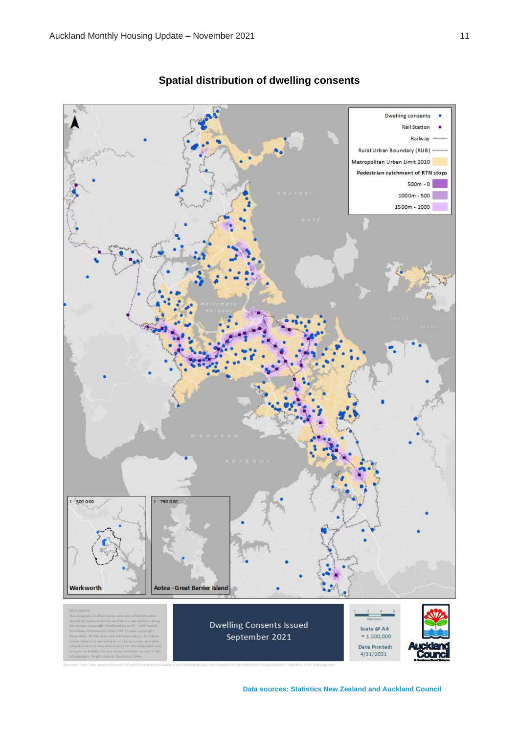## Spatial distribution of dwelling consents

Dwelling consents

Rail Station

Railway

Rural Urban Boundary (RUB)

Metropolitan Urban Limit 2010

Pedestrian catchment of RTN stops

500m - 0

1000m - 500

1500m - 1000

Hauraki Gulf

Waitemata Harbour

Manukau Harbour

1 : 300 000

Warkworth

1 : 750 000

Aotea - Great Barrier Island

Dwelling Consents Issued September 2021

Scale @ A4 = 1:300,000

Date Printed: 4/11/2021

Auckland Council

**Data sources: Statistics New Zealand and Auckland Council**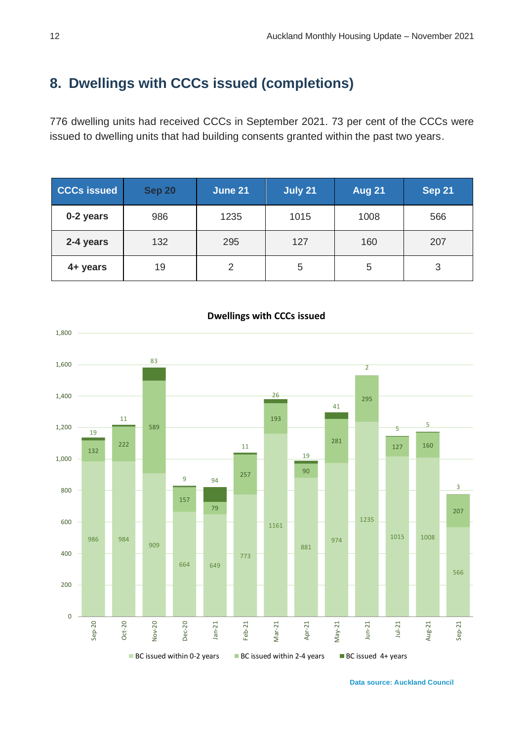## 8. Dwellings with CCCs issued (completions)

776 dwelling units had received CCCs in September 2021. 73 per cent of the CCCs were issued to dwelling units that had building consents granted within the past two years.

| CCCs issued | Sep 20 | June 21 | July 21 | Aug 21 | Sep 21 |
|---|---|---|---|---|---|
| **0-2 years** | 986 | 1235 | 1015 | 1008 | 566 |
| **2-4 years** | 132 | 295 | 127 | 160 | 207 |
| **4+ years** | 19 | 2 | 5 | 5 | 3 |

**Dwellings with CCCs issued**

| Month | BC issued within 0-2 years | BC issued within 2-4 years | BC issued 4+ years |
|---|---|---|---|
| Sep-20 | 986 | 132 | 19 |
| Oct-20 | 984 | 222 | 11 |
| Nov-20 | 909 | 589 | 83 |
| Dec-20 | 664 | 157 | 9 |
| Jan-21 | 649 | 79 | 94 |
| Feb-21 | 773 | 257 | 11 |
| Mar-21 | 1161 | 193 | 26 |
| Apr-21 | 881 | 90 | 19 |
| May-21 | 974 | 281 | 41 |
| Jun-21 | 1235 | 295 | 2 |
| Jul-21 | 1015 | 127 | 5 |
| Aug-21 | 1008 | 160 | 5 |
| Sep-21 | 566 | 207 | 3 |

Data source: Auckland Council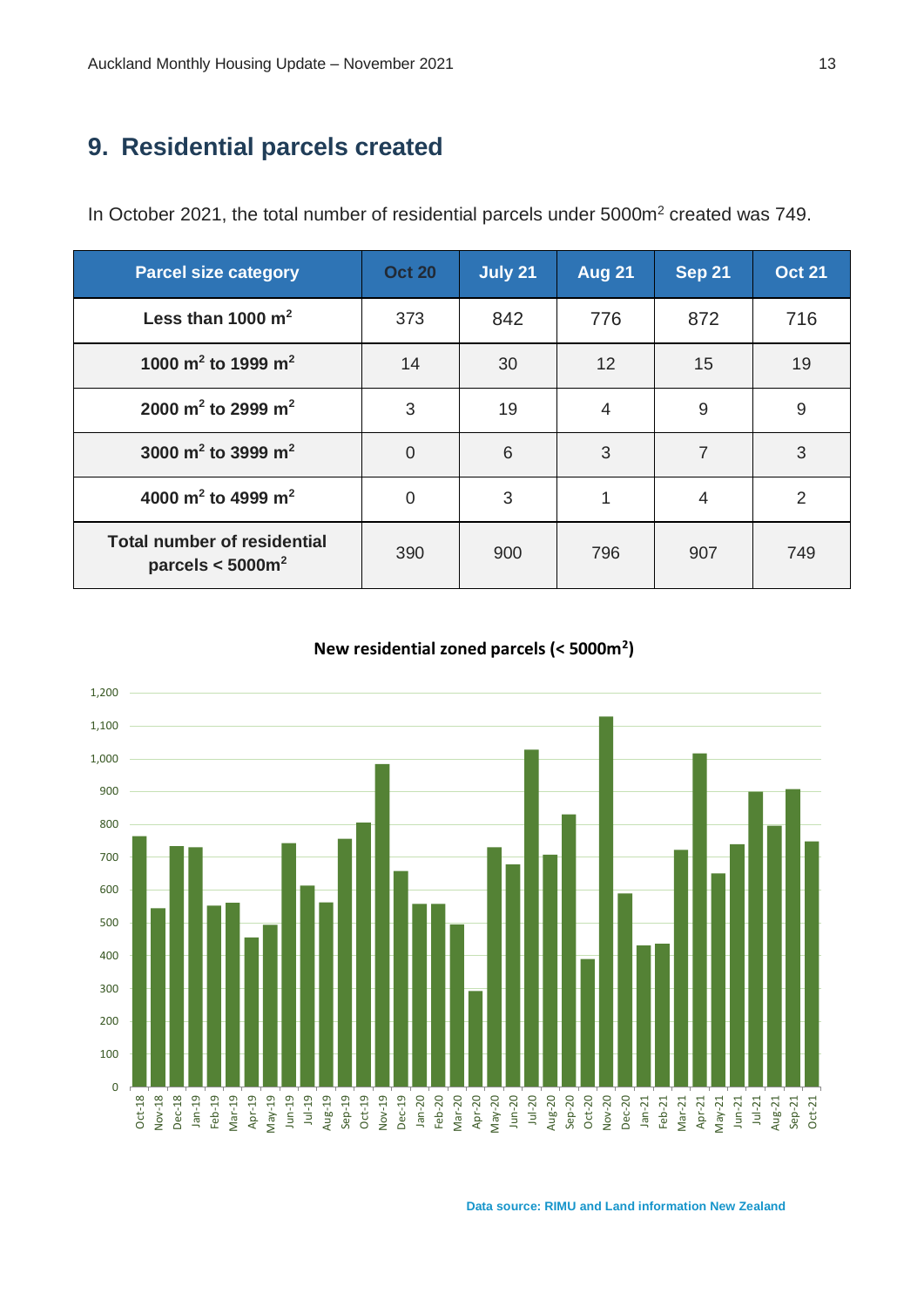## 9. Residential parcels created

In October 2021, the total number of residential parcels under 5000m$^2$ created was 749.

| Parcel size category | Oct 20 | July 21 | Aug 21 | Sep 21 | Oct 21 |
|---|---|---|---|---|---|
| Less than 1000 m$^2$ | 373 | 842 | 776 | 872 | 716 |
| 1000 m$^2$ to 1999 m$^2$ | 14 | 30 | 12 | 15 | 19 |
| 2000 m$^2$ to 2999 m$^2$ | 3 | 19 | 4 | 9 | 9 |
| 3000 m$^2$ to 3999 m$^2$ | 0 | 6 | 3 | 7 | 3 |
| 4000 m$^2$ to 4999 m$^2$ | 0 | 3 | 1 | 4 | 2 |
| Total number of residential parcels < 5000m$^2$ | 390 | 900 | 796 | 907 | 749 |

**New residential zoned parcels (< 5000m$^2$)**

Data source: RIMU and Land information New Zealand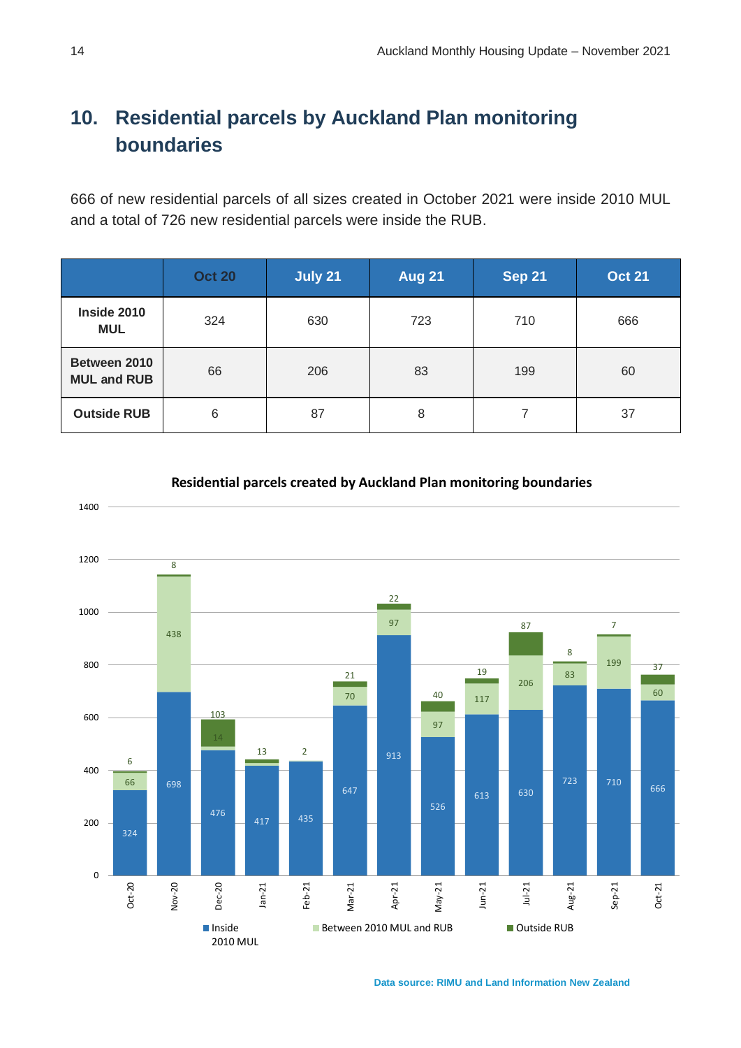# 10. Residential parcels by Auckland Plan monitoring boundaries

666 of new residential parcels of all sizes created in October 2021 were inside 2010 MUL and a total of 726 new residential parcels were inside the RUB.

| | Oct 20 | July 21 | Aug 21 | Sep 21 | Oct 21 |
|---|---|---|---|---|---|
| **Inside 2010 MUL** | 324 | 630 | 723 | 710 | 666 |
| **Between 2010 MUL and RUB** | 66 | 206 | 83 | 199 | 60 |
| **Outside RUB** | 6 | 87 | 8 | 7 | 37 |

**Residential parcels created by Auckland Plan monitoring boundaries**

| Month | Inside 2010 MUL | Between 2010 MUL and RUB | Outside RUB |
|---|---|---|---|
| Oct-20 | 324 | 66 | 6 |
| Nov-20 | 698 | 438 | 8 |
| Dec-20 | 476 | 14 | 103 |
| Jan-21 | 417 | | 13 |
| Feb-21 | 435 | | 2 |
| Mar-21 | 647 | 70 | 21 |
| Apr-21 | 913 | 97 | 22 |
| May-21 | 526 | 97 | 40 |
| Jun-21 | 613 | 117 | 19 |
| Jul-21 | 630 | 206 | 87 |
| Aug-21 | 723 | 83 | 8 |
| Sep-21 | 710 | 199 | 7 |
| Oct-21 | 666 | 60 | 37 |

Data source: RIMU and Land Information New Zealand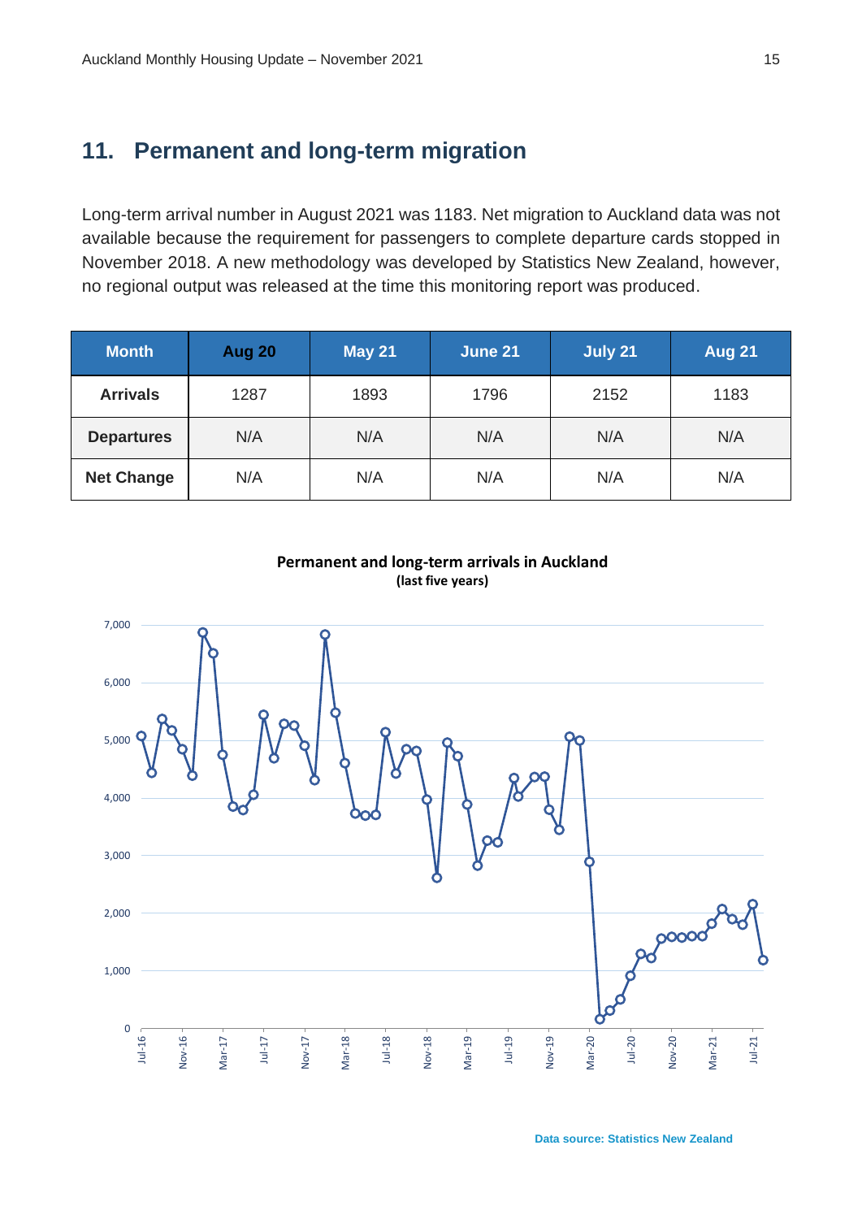## 11. Permanent and long-term migration

Long-term arrival number in August 2021 was 1183. Net migration to Auckland data was not available because the requirement for passengers to complete departure cards stopped in November 2018. A new methodology was developed by Statistics New Zealand, however, no regional output was released at the time this monitoring report was produced.

| Month | Aug 20 | May 21 | June 21 | July 21 | Aug 21 |
|---|---|---|---|---|---|
| **Arrivals** | 1287 | 1893 | 1796 | 2152 | 1183 |
| **Departures** | N/A | N/A | N/A | N/A | N/A |
| **Net Change** | N/A | N/A | N/A | N/A | N/A |

**Permanent and long-term arrivals in Auckland**
**(last five years)**

Data source: Statistics New Zealand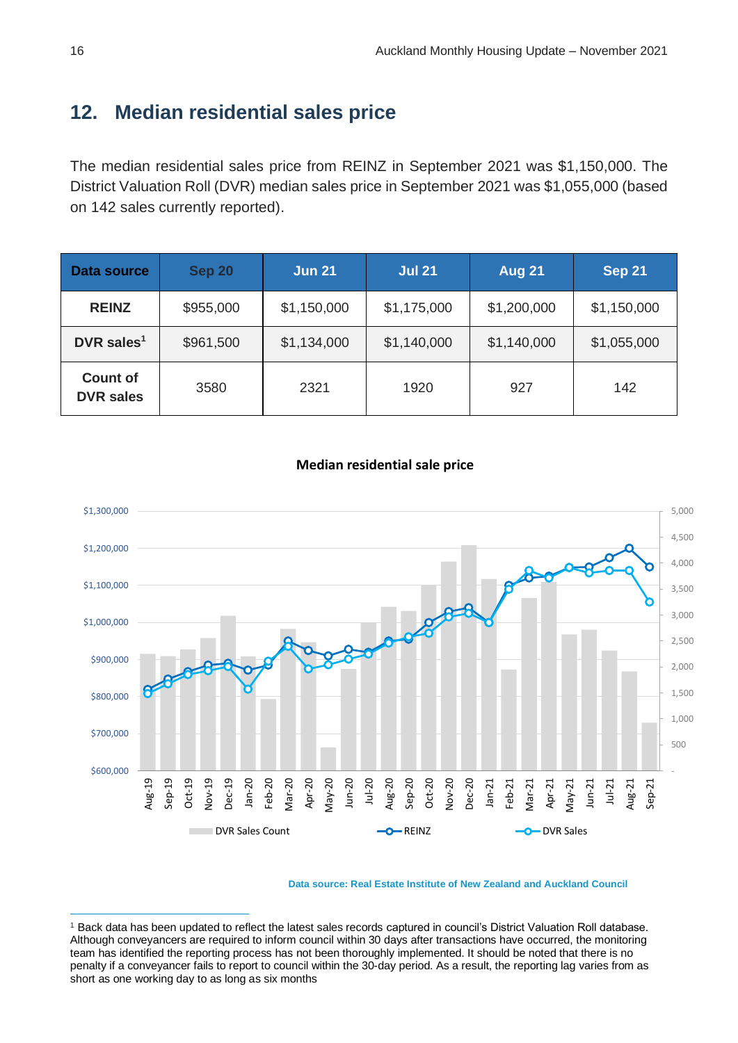## 12. Median residential sales price

The median residential sales price from REINZ in September 2021 was $1,150,000. The District Valuation Roll (DVR) median sales price in September 2021 was $1,055,000 (based on 142 sales currently reported).

| Data source | Sep 20 | Jun 21 | Jul 21 | Aug 21 | Sep 21 |
|---|---|---|---|---|---|
| REINZ | $955,000 | $1,150,000 | $1,175,000 | $1,200,000 | $1,150,000 |
| DVR sales[1] | $961,500 | $1,134,000 | $1,140,000 | $1,140,000 | $1,055,000 |
| Count of DVR sales | 3580 | 2321 | 1920 | 927 | 142 |

**Median residential sale price**

Data source: Real Estate Institute of New Zealand and Auckland Council

[1] Back data has been updated to reflect the latest sales records captured in council's District Valuation Roll database. Although conveyancers are required to inform council within 30 days after transactions have occurred, the monitoring team has identified the reporting process has not been thoroughly implemented. It should be noted that there is no penalty if a conveyancer fails to report to council within the 30-day period. As a result, the reporting lag varies from as short as one working day to as long as six months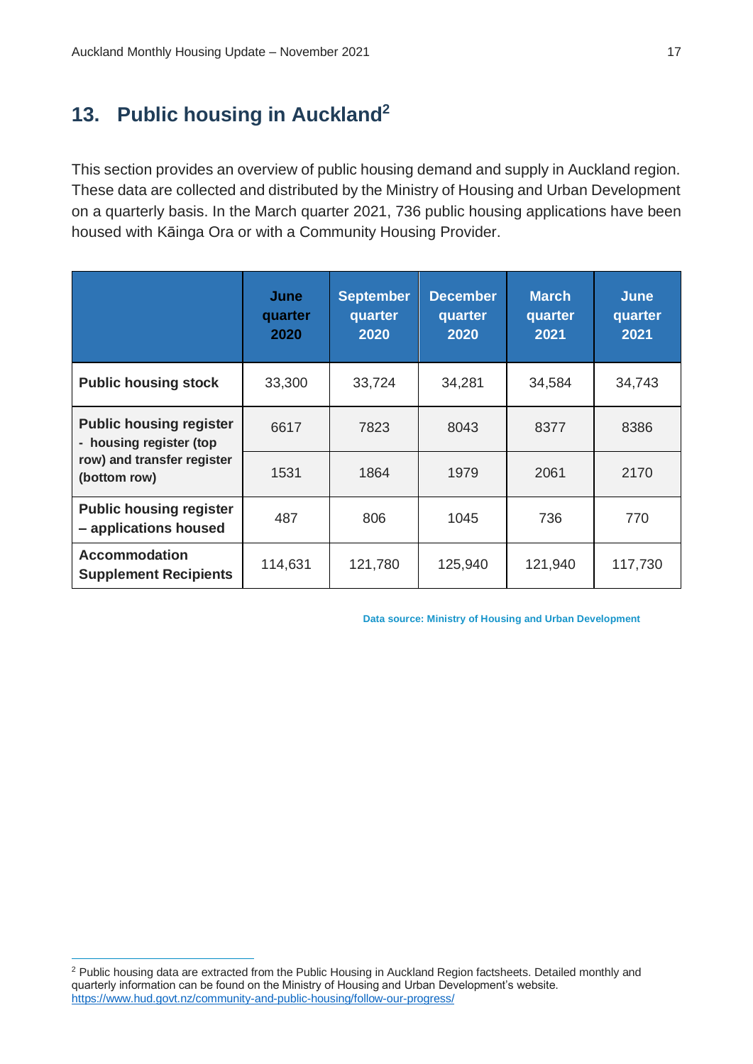## 13. Public housing in Auckland[2]

This section provides an overview of public housing demand and supply in Auckland region. These data are collected and distributed by the Ministry of Housing and Urban Development on a quarterly basis. In the March quarter 2021, 736 public housing applications have been housed with Kāinga Ora or with a Community Housing Provider.

| | June quarter 2020 | September quarter 2020 | December quarter 2020 | March quarter 2021 | June quarter 2021 |
|---|---|---|---|---|---|
| **Public housing stock** | 33,300 | 33,724 | 34,281 | 34,584 | 34,743 |
| **Public housing register - housing register (top row) and transfer register (bottom row)** | 6617 | 7823 | 8043 | 8377 | 8386 |
| | 1531 | 1864 | 1979 | 2061 | 2170 |
| **Public housing register – applications housed** | 487 | 806 | 1045 | 736 | 770 |
| **Accommodation Supplement Recipients** | 114,631 | 121,780 | 125,940 | 121,940 | 117,730 |

Data source: Ministry of Housing and Urban Development

[2] Public housing data are extracted from the Public Housing in Auckland Region factsheets. Detailed monthly and quarterly information can be found on the Ministry of Housing and Urban Development's website. https://www.hud.govt.nz/community-and-public-housing/follow-our-progress/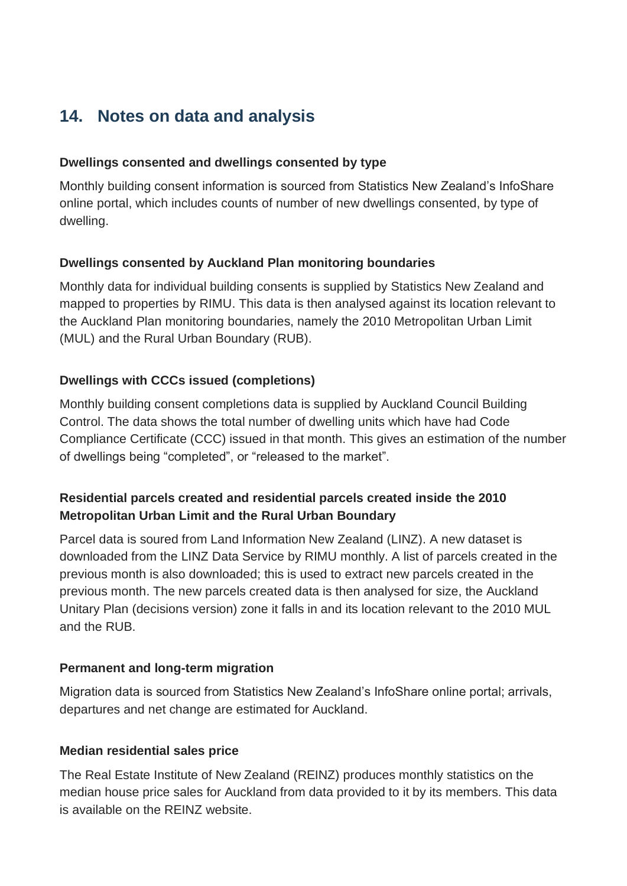## 14. Notes on data and analysis

**Dwellings consented and dwellings consented by type**

Monthly building consent information is sourced from Statistics New Zealand's InfoShare online portal, which includes counts of number of new dwellings consented, by type of dwelling.

**Dwellings consented by Auckland Plan monitoring boundaries**

Monthly data for individual building consents is supplied by Statistics New Zealand and mapped to properties by RIMU. This data is then analysed against its location relevant to the Auckland Plan monitoring boundaries, namely the 2010 Metropolitan Urban Limit (MUL) and the Rural Urban Boundary (RUB).

**Dwellings with CCCs issued (completions)**

Monthly building consent completions data is supplied by Auckland Council Building Control. The data shows the total number of dwelling units which have had Code Compliance Certificate (CCC) issued in that month. This gives an estimation of the number of dwellings being "completed", or "released to the market".

**Residential parcels created and residential parcels created inside the 2010 Metropolitan Urban Limit and the Rural Urban Boundary**

Parcel data is soured from Land Information New Zealand (LINZ). A new dataset is downloaded from the LINZ Data Service by RIMU monthly. A list of parcels created in the previous month is also downloaded; this is used to extract new parcels created in the previous month. The new parcels created data is then analysed for size, the Auckland Unitary Plan (decisions version) zone it falls in and its location relevant to the 2010 MUL and the RUB.

**Permanent and long-term migration**

Migration data is sourced from Statistics New Zealand's InfoShare online portal; arrivals, departures and net change are estimated for Auckland.

**Median residential sales price**

The Real Estate Institute of New Zealand (REINZ) produces monthly statistics on the median house price sales for Auckland from data provided to it by its members. This data is available on the REINZ website.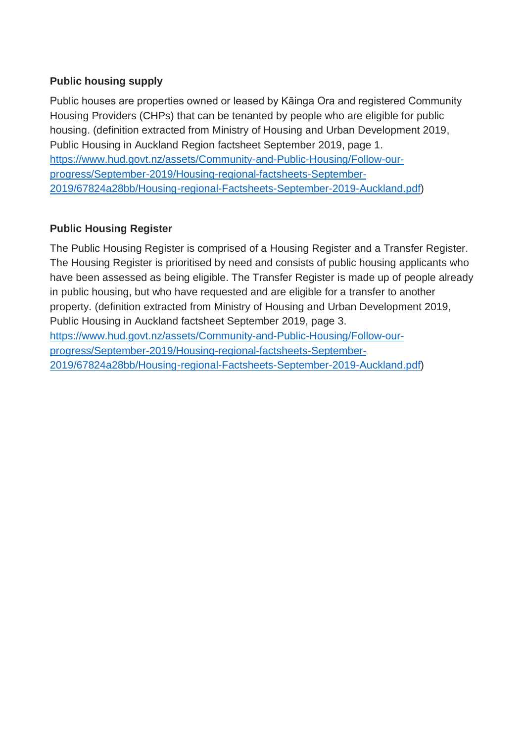### Public housing supply

Public houses are properties owned or leased by Kāinga Ora and registered Community Housing Providers (CHPs) that can be tenanted by people who are eligible for public housing. (definition extracted from Ministry of Housing and Urban Development 2019, Public Housing in Auckland Region factsheet September 2019, page 1. https://www.hud.govt.nz/assets/Community-and-Public-Housing/Follow-our-progress/September-2019/Housing-regional-factsheets-September-2019/67824a28bb/Housing-regional-Factsheets-September-2019-Auckland.pdf)

### Public Housing Register

The Public Housing Register is comprised of a Housing Register and a Transfer Register. The Housing Register is prioritised by need and consists of public housing applicants who have been assessed as being eligible. The Transfer Register is made up of people already in public housing, but who have requested and are eligible for a transfer to another property. (definition extracted from Ministry of Housing and Urban Development 2019, Public Housing in Auckland factsheet September 2019, page 3. https://www.hud.govt.nz/assets/Community-and-Public-Housing/Follow-our-progress/September-2019/Housing-regional-factsheets-September-2019/67824a28bb/Housing-regional-Factsheets-September-2019-Auckland.pdf)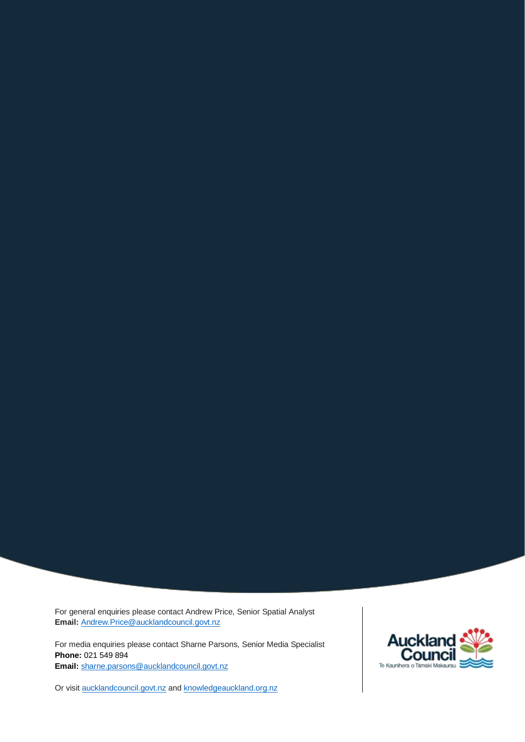For general enquiries please contact Andrew Price, Senior Spatial Analyst
**Email:** Andrew.Price@aucklandcouncil.govt.nz

For media enquiries please contact Sharne Parsons, Senior Media Specialist
**Phone:** 021 549 894
**Email:** sharne.parsons@aucklandcouncil.govt.nz

Or visit aucklandcouncil.govt.nz and knowledgeauckland.org.nz

Auckland Council
Te Kaunihera o Tāmaki Makaurau